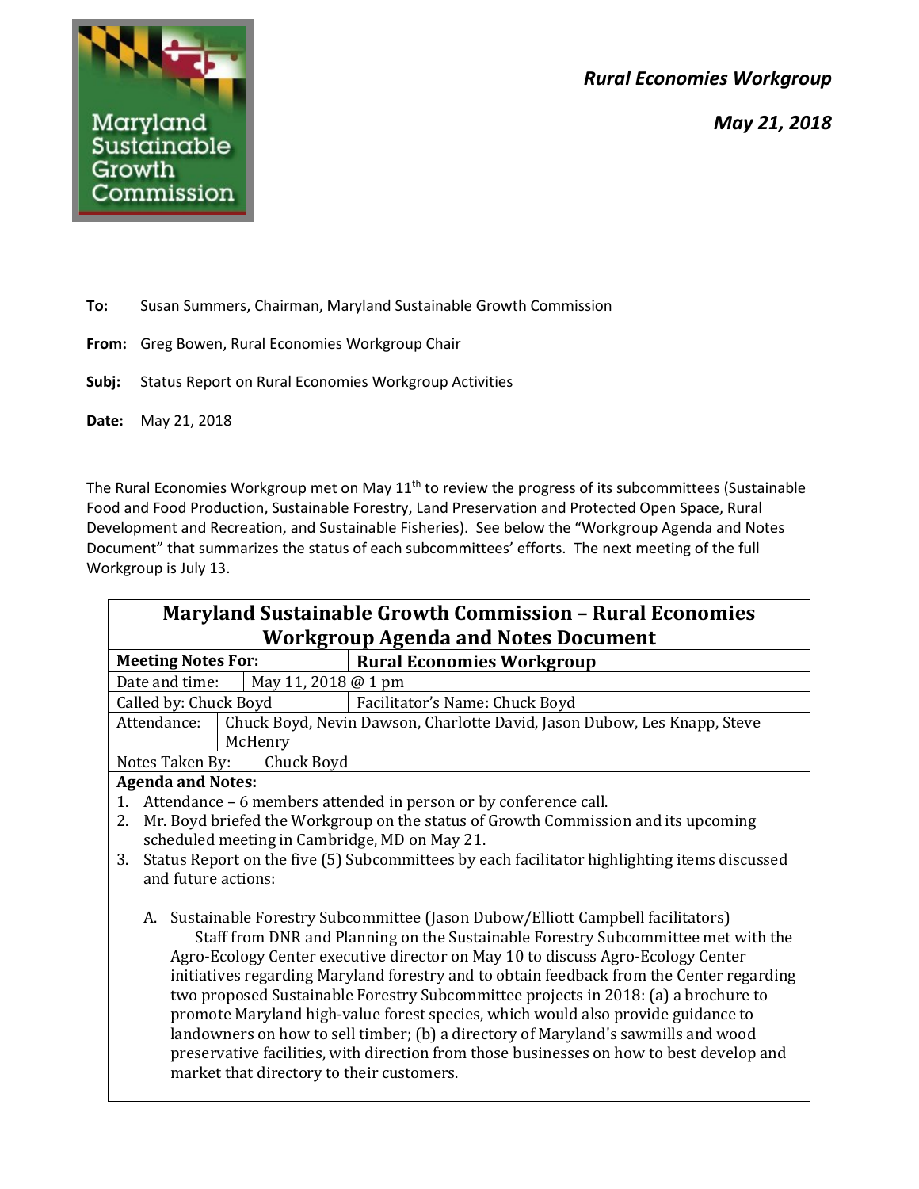*Rural Economies Workgroup*

*May 21, 2018*

**To:** Susan Summers, Chairman, Maryland Sustainable Growth Commission

**From:** Greg Bowen, Rural Economies Workgroup Chair

**Subj:** Status Report on Rural Economies Workgroup Activities

**Date:** May 21, 2018

The Rural Economies Workgroup met on May 11th to review the progress of its subcommittees (Sustainable Food and Food Production, Sustainable Forestry, Land Preservation and Protected Open Space, Rural Development and Recreation, and Sustainable Fisheries). See below the "Workgroup Agenda and Notes Document" that summarizes the status of each subcommittees' efforts. The next meeting of the full Workgroup is July 13.

## Maryland Sustainable Growth Commission – Rural Economies Workgroup Agenda and Notes Document

| **Meeting Notes For:** | **Rural Economies Workgroup** |
|---|---|
| Date and time: | May 11, 2018 @ 1 pm |
| Called by: Chuck Boyd | Facilitator's Name: Chuck Boyd |
| Attendance: | Chuck Boyd, Nevin Dawson, Charlotte David, Jason Dubow, Les Knapp, Steve McHenry |
| Notes Taken By: | Chuck Boyd |

**Agenda and Notes:**

1. Attendance – 6 members attended in person or by conference call.
2. Mr. Boyd briefed the Workgroup on the status of Growth Commission and its upcoming scheduled meeting in Cambridge, MD on May 21.
3. Status Report on the five (5) Subcommittees by each facilitator highlighting items discussed and future actions:

   A. Sustainable Forestry Subcommittee (Jason Dubow/Elliott Campbell facilitators)
   Staff from DNR and Planning on the Sustainable Forestry Subcommittee met with the Agro-Ecology Center executive director on May 10 to discuss Agro-Ecology Center initiatives regarding Maryland forestry and to obtain feedback from the Center regarding two proposed Sustainable Forestry Subcommittee projects in 2018: (a) a brochure to promote Maryland high-value forest species, which would also provide guidance to landowners on how to sell timber; (b) a directory of Maryland's sawmills and wood preservative facilities, with direction from those businesses on how to best develop and market that directory to their customers.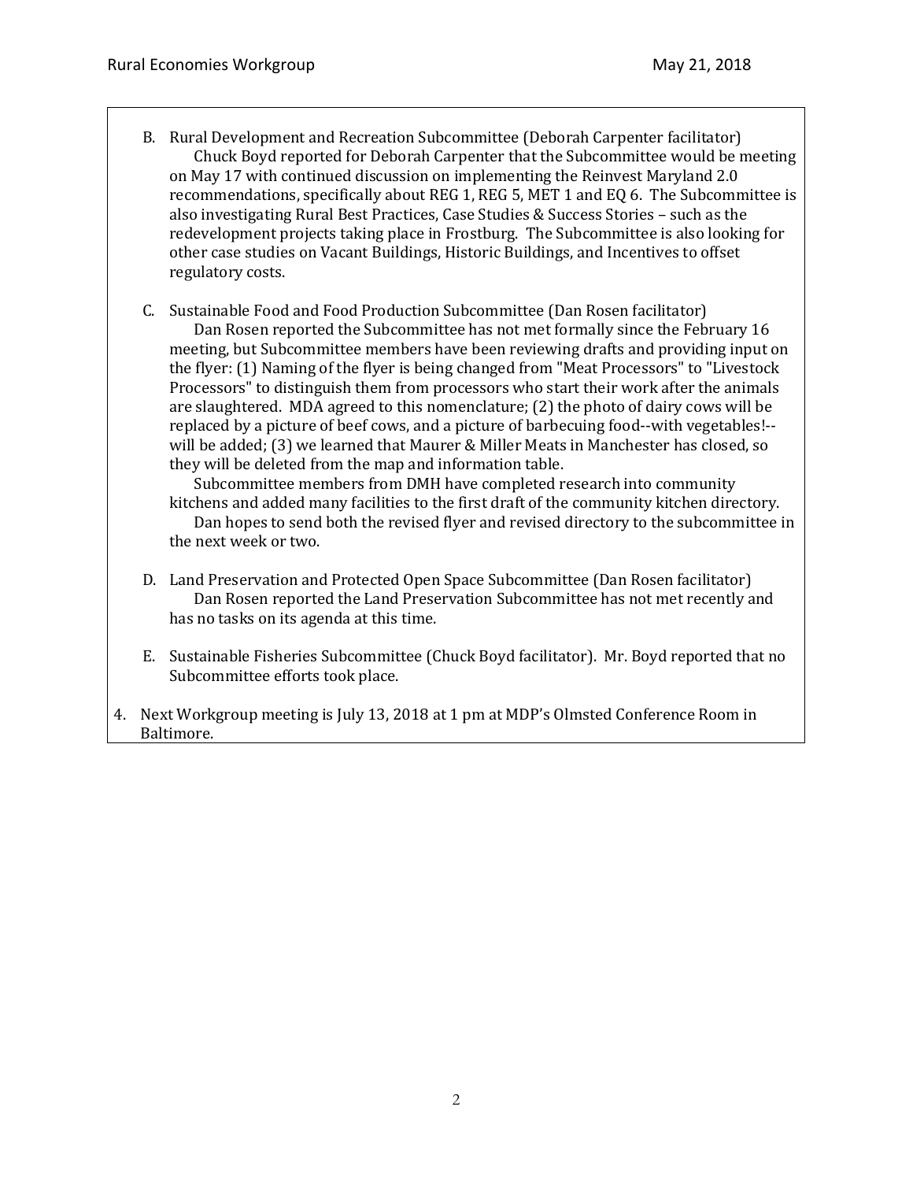B. Rural Development and Recreation Subcommittee (Deborah Carpenter facilitator)
   Chuck Boyd reported for Deborah Carpenter that the Subcommittee would be meeting on May 17 with continued discussion on implementing the Reinvest Maryland 2.0 recommendations, specifically about REG 1, REG 5, MET 1 and EQ 6. The Subcommittee is also investigating Rural Best Practices, Case Studies & Success Stories – such as the redevelopment projects taking place in Frostburg. The Subcommittee is also looking for other case studies on Vacant Buildings, Historic Buildings, and Incentives to offset regulatory costs.

C. Sustainable Food and Food Production Subcommittee (Dan Rosen facilitator)
   Dan Rosen reported the Subcommittee has not met formally since the February 16 meeting, but Subcommittee members have been reviewing drafts and providing input on the flyer: (1) Naming of the flyer is being changed from "Meat Processors" to "Livestock Processors" to distinguish them from processors who start their work after the animals are slaughtered. MDA agreed to this nomenclature; (2) the photo of dairy cows will be replaced by a picture of beef cows, and a picture of barbecuing food--with vegetables!--will be added; (3) we learned that Maurer & Miller Meats in Manchester has closed, so they will be deleted from the map and information table.
   Subcommittee members from DMH have completed research into community kitchens and added many facilities to the first draft of the community kitchen directory.
   Dan hopes to send both the revised flyer and revised directory to the subcommittee in the next week or two.

D. Land Preservation and Protected Open Space Subcommittee (Dan Rosen facilitator)
   Dan Rosen reported the Land Preservation Subcommittee has not met recently and has no tasks on its agenda at this time.

E. Sustainable Fisheries Subcommittee (Chuck Boyd facilitator). Mr. Boyd reported that no Subcommittee efforts took place.

4. Next Workgroup meeting is July 13, 2018 at 1 pm at MDP's Olmsted Conference Room in Baltimore.